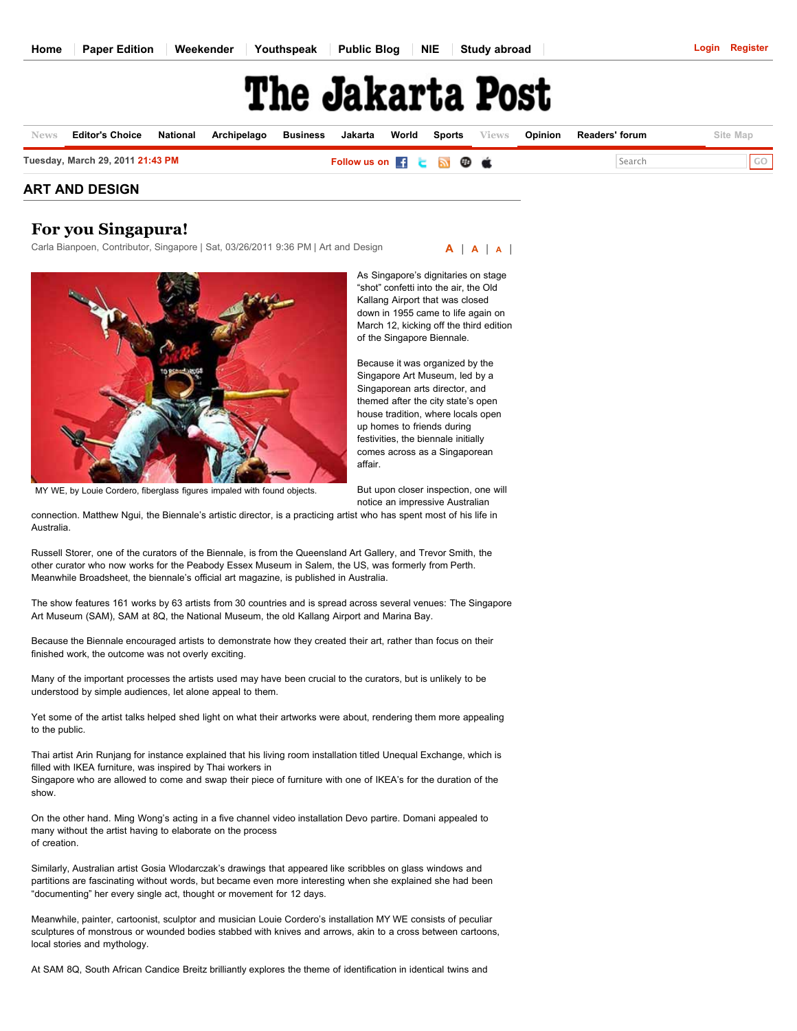## ART AND DESIGN

# For you Singapura!

Carla Bianpoen, Contributor, Singapore | Sat, 03/26/2011 9:36 PM | Art and Design

MY WE, by Louie Cordero, fiberglass figures impaled with found objects.

As Singapore's dignitaries on stage "shot" confetti into the air, the Old Kallang Airport that was closed down in 1955 came to life again on March 12, kicking off the third edition of the Singapore Biennale.

Because it was organized by the Singapore Art Museum, led by a Singaporean arts director, and themed after the city state's open house tradition, where locals open up homes to friends during festivities, the biennale initially comes across as a Singaporean affair.

But upon closer inspection, one will notice an impressive Australian connection. Matthew Ngui, the Biennale's artistic director, is a practicing artist who has spent most of his life in Australia.

Russell Storer, one of the curators of the Biennale, is from the Queensland Art Gallery, and Trevor Smith, the other curator who now works for the Peabody Essex Museum in Salem, the US, was formerly from Perth. Meanwhile Broadsheet, the biennale's official art magazine, is published in Australia.

The show features 161 works by 63 artists from 30 countries and is spread across several venues: The Singapore Art Museum (SAM), SAM at 8Q, the National Museum, the old Kallang Airport and Marina Bay.

Because the Biennale encouraged artists to demonstrate how they created their art, rather than focus on their finished work, the outcome was not overly exciting.

Many of the important processes the artists used may have been crucial to the curators, but is unlikely to be understood by simple audiences, let alone appeal to them.

Yet some of the artist talks helped shed light on what their artworks were about, rendering them more appealing to the public.

Thai artist Arin Runjang for instance explained that his living room installation titled Unequal Exchange, which is filled with IKEA furniture, was inspired by Thai workers in Singapore who are allowed to come and swap their piece of furniture with one of IKEA's for the duration of the show.

On the other hand. Ming Wong's acting in a five channel video installation Devo partire. Domani appealed to many without the artist having to elaborate on the process of creation.

Similarly, Australian artist Gosia Wlodarczak's drawings that appeared like scribbles on glass windows and partitions are fascinating without words, but became even more interesting when she explained she had been "documenting" her every single act, thought or movement for 12 days.

Meanwhile, painter, cartoonist, sculptor and musician Louie Cordero's installation MY WE consists of peculiar sculptures of monstrous or wounded bodies stabbed with knives and arrows, akin to a cross between cartoons, local stories and mythology.

At SAM 8Q, South African Candice Breitz brilliantly explores the theme of identification in identical twins and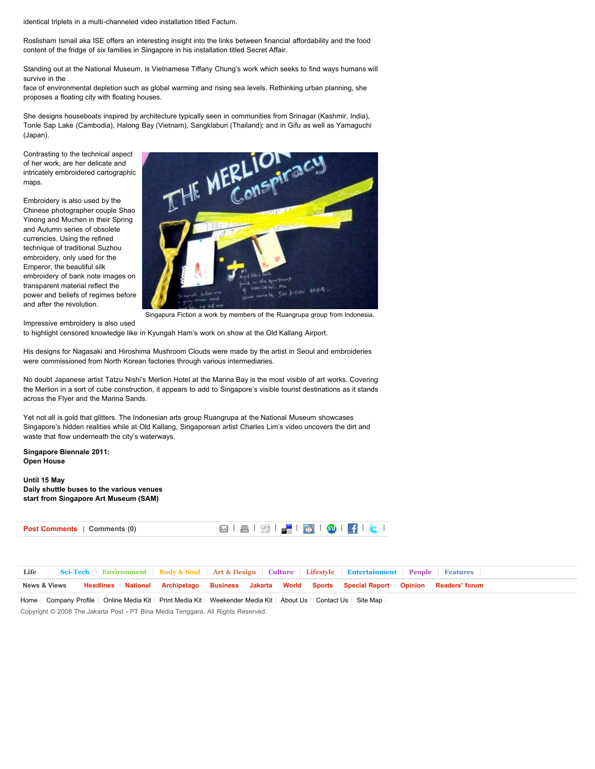identical triplets in a multi-channeled video installation titled Factum.

Roslisham Ismail aka ISE offers an interesting insight into the links between financial affordability and the food content of the fridge of six families in Singapore in his installation titled Secret Affair.

Standing out at the National Museum, is Vietnamese Tiffany Chung's work which seeks to find ways humans will survive in the face of environmental depletion such as global warming and rising sea levels. Rethinking urban planning, she proposes a floating city with floating houses.

She designs houseboats inspired by architecture typically seen in communities from Srinagar (Kashmir, India), Tonle Sap Lake (Cambodia), Halong Bay (Vietnam), Sangklaburi (Thailand); and in Gifu as well as Yamaguchi (Japan).

Contrasting to the technical aspect of her work, are her delicate and intricately embroidered cartographic maps.

Embroidery is also used by the Chinese photographer couple Shao Yinong and Muchen in their Spring and Autumn series of obsolete currencies. Using the refined technique of traditional Suzhou embroidery, only used for the Emperor, the beautiful silk embroidery of bank note images on transparent material reflect the power and beliefs of regimes before and after the revolution.

Singapura Fiction a work by members of the Ruangrupa group from Indonesia.

Impressive embroidery is also used to highlight censored knowledge like in Kyungah Ham's work on show at the Old Kallang Airport.

His designs for Nagasaki and Hiroshima Mushroom Clouds were made by the artist in Seoul and embroideries were commissioned from North Korean factories through various intermediaries.

No doubt Japanese artist Tatzu Nishi's Merlion Hotel at the Marina Bay is the most visible of art works. Covering the Merlion in a sort of cube construction, it appears to add to Singapore's visible tourist destinations as it stands across the Flyer and the Marina Sands.

Yet not all is gold that glitters. The Indonesian arts group Ruangrupa at the National Museum showcases Singapore's hidden realities while at Old Kallang, Singaporean artist Charles Lim's video uncovers the dirt and waste that flow underneath the city's waterways.

**Singapore Biennale 2011:**
**Open House**

**Until 15 May**
**Daily shuttle buses to the various venues start from Singapore Art Museum (SAM)**

Post Comments | Comments (0)

Life | Sci-Tech | Environment | Body & Soul | Art & Design | Culture | Lifestyle | Entertainment | People | Features

News & Views | Headlines | National | Archipelago | Business | Jakarta | World | Sports | Special Report | Opinion | Readers' forum

Home | Company Profile | Online Media Kit | Print Media Kit | Weekender Media Kit | About Us | Contact Us | Site Map

Copyright © 2008 The Jakarta Post - PT Bina Media Tenggara. All Rights Reserved.